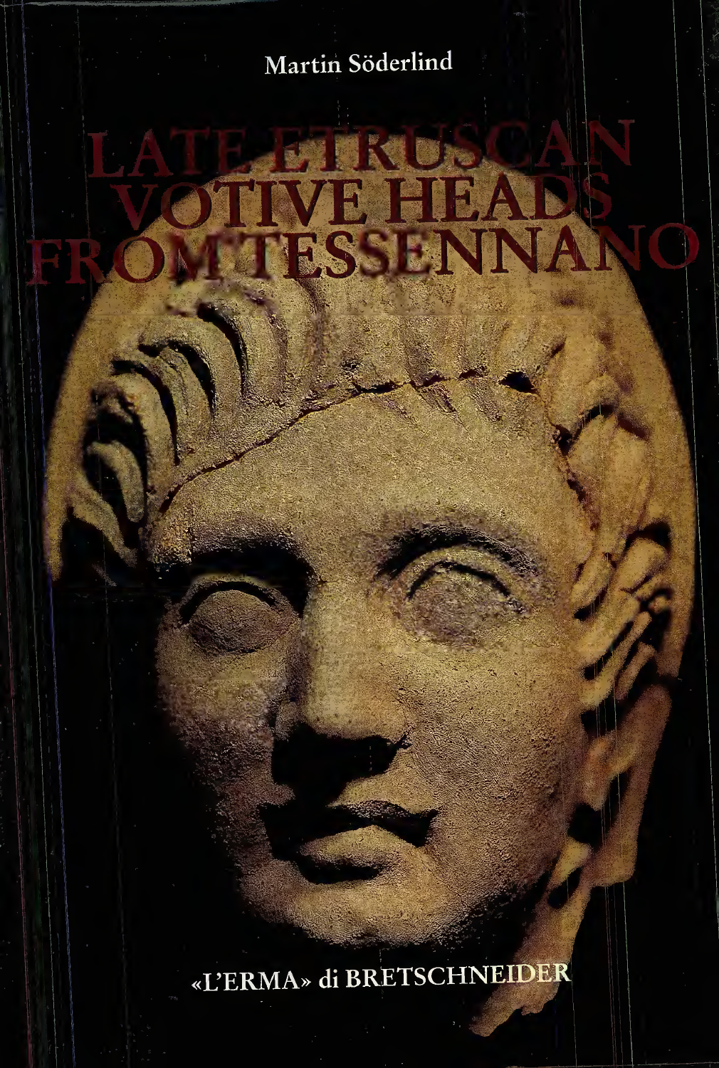Martin Söderlind

# LATE ETRUSCAN VOTIVE HEADS FROM TESSENNANO

«L'ERMA» di BRETSCHNEIDER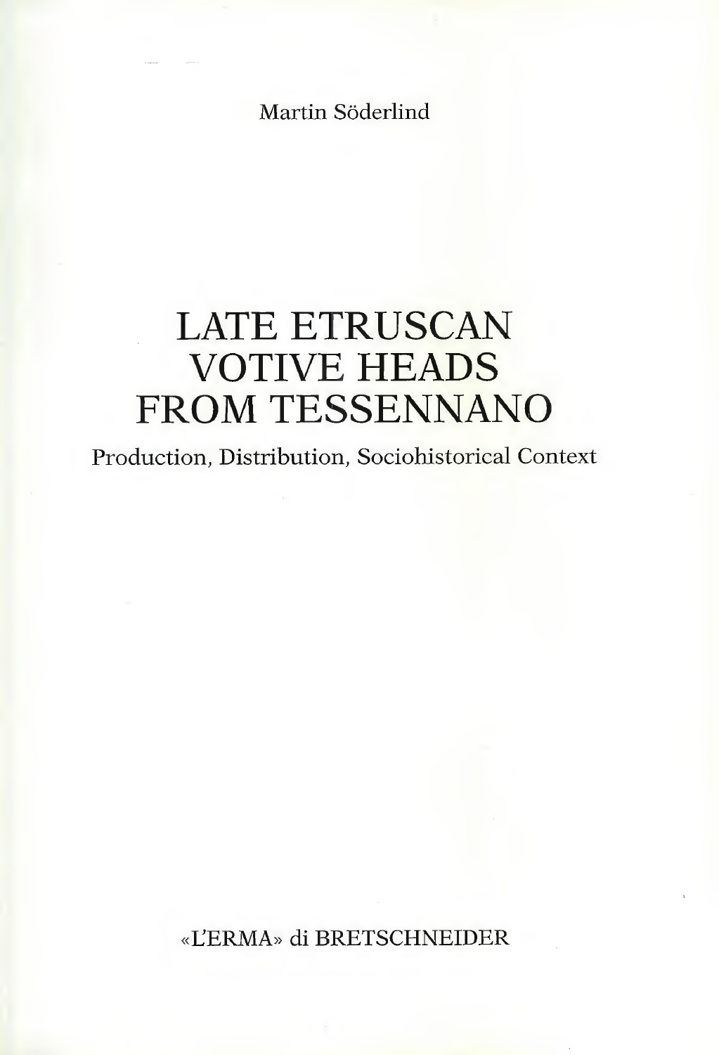Martin Söderlind

# LATE ETRUSCAN VOTIVE HEADS FROM TESSENNANO

Production, Distribution, Sociohistorical Context

«L'ERMA» di BRETSCHNEIDER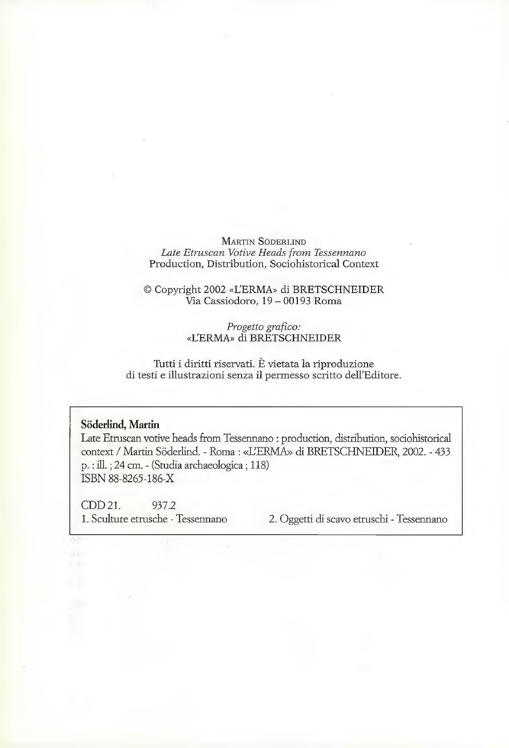Martin Söderlind
*Late Etruscan Votive Heads from Tessennano*
Production, Distribution, Sociohistorical Context

© Copyright 2002 «L'ERMA» di BRETSCHNEIDER
Via Cassiodoro, 19 – 00193 Roma

*Progetto grafico:*
«L'ERMA» di BRETSCHNEIDER

Tutti i diritti riservati. È vietata la riproduzione
di testi e illustrazioni senza il permesso scritto dell'Editore.

**Söderlind, Martin**
Late Etruscan votive heads from Tessennano : production, distribution, sociohistorical context / Martin Söderlind. - Roma : «L'ERMA» di BRETSCHNEIDER, 2002. - 433 p. : ill. ; 24 cm. - (Studia archaeologica ; 118)
ISBN 88-8265-186-X

CDD 21. 937.2
1. Sculture etrusche - Tessennano 2. Oggetti di scavo etruschi - Tessennano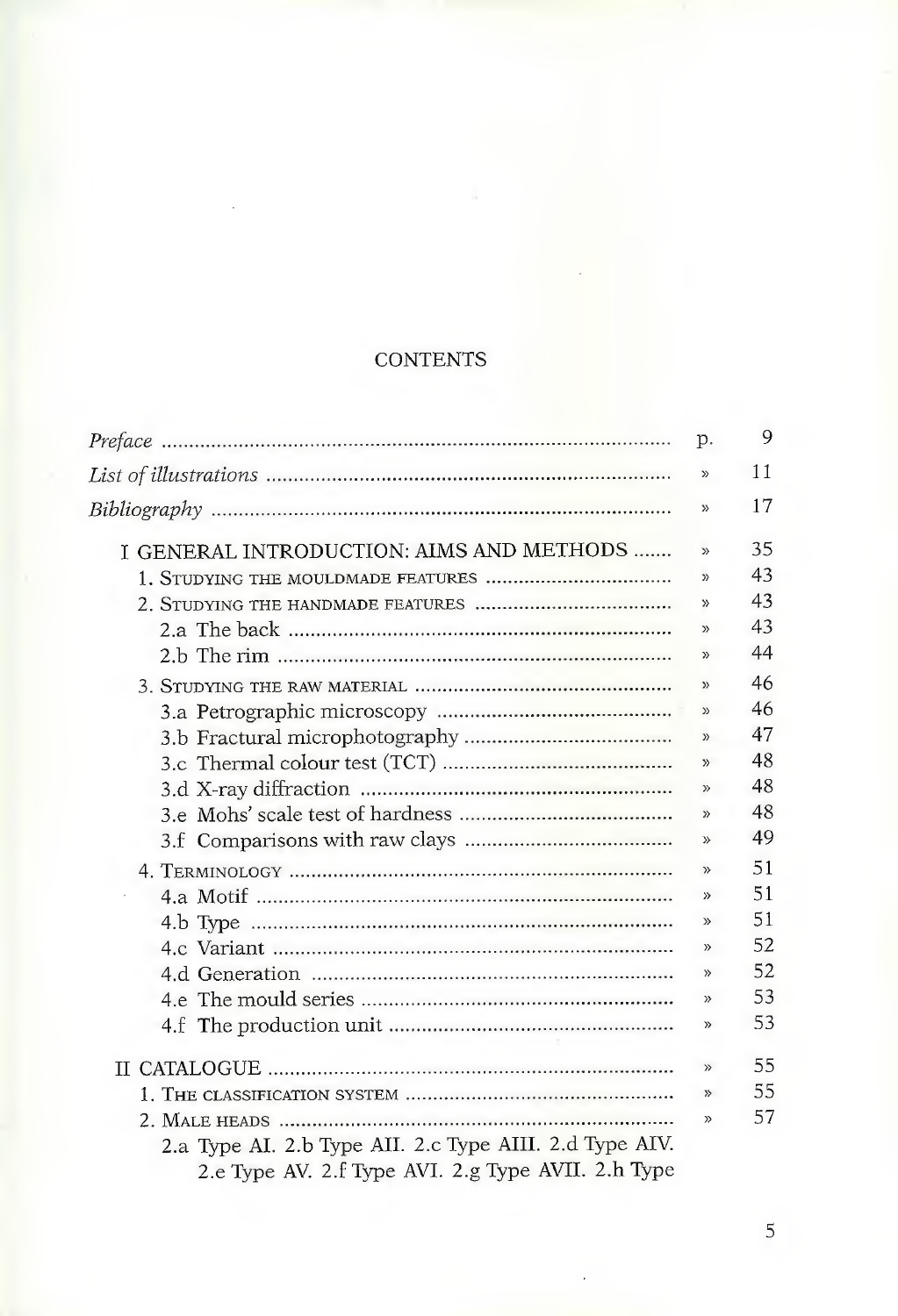# CONTENTS

| | | |
|---|---|---|
| *Preface* | p. | 9 |
| *List of illustrations* | » | 11 |
| *Bibliography* | » | 17 |
| I GENERAL INTRODUCTION: AIMS AND METHODS | » | 35 |
| 1. Studying the mouldmade features | » | 43 |
| 2. Studying the handmade features | » | 43 |
| 2.a The back | » | 43 |
| 2.b The rim | » | 44 |
| 3. Studying the raw material | » | 46 |
| 3.a Petrographic microscopy | » | 46 |
| 3.b Fractural microphotography | » | 47 |
| 3.c Thermal colour test (TCT) | » | 48 |
| 3.d X-ray diffraction | » | 48 |
| 3.e Mohs' scale test of hardness | » | 48 |
| 3.f Comparisons with raw clays | » | 49 |
| 4. Terminology | » | 51 |
| 4.a Motif | » | 51 |
| 4.b Type | » | 51 |
| 4.c Variant | » | 52 |
| 4.d Generation | » | 52 |
| 4.e The mould series | » | 53 |
| 4.f The production unit | » | 53 |
| II CATALOGUE | » | 55 |
| 1. The classification system | » | 55 |
| 2. Male heads | » | 57 |
| 2.a Type AI. 2.b Type AII. 2.c Type AIII. 2.d Type AIV. 2.e Type AV. 2.f Type AVI. 2.g Type AVII. 2.h Type | | |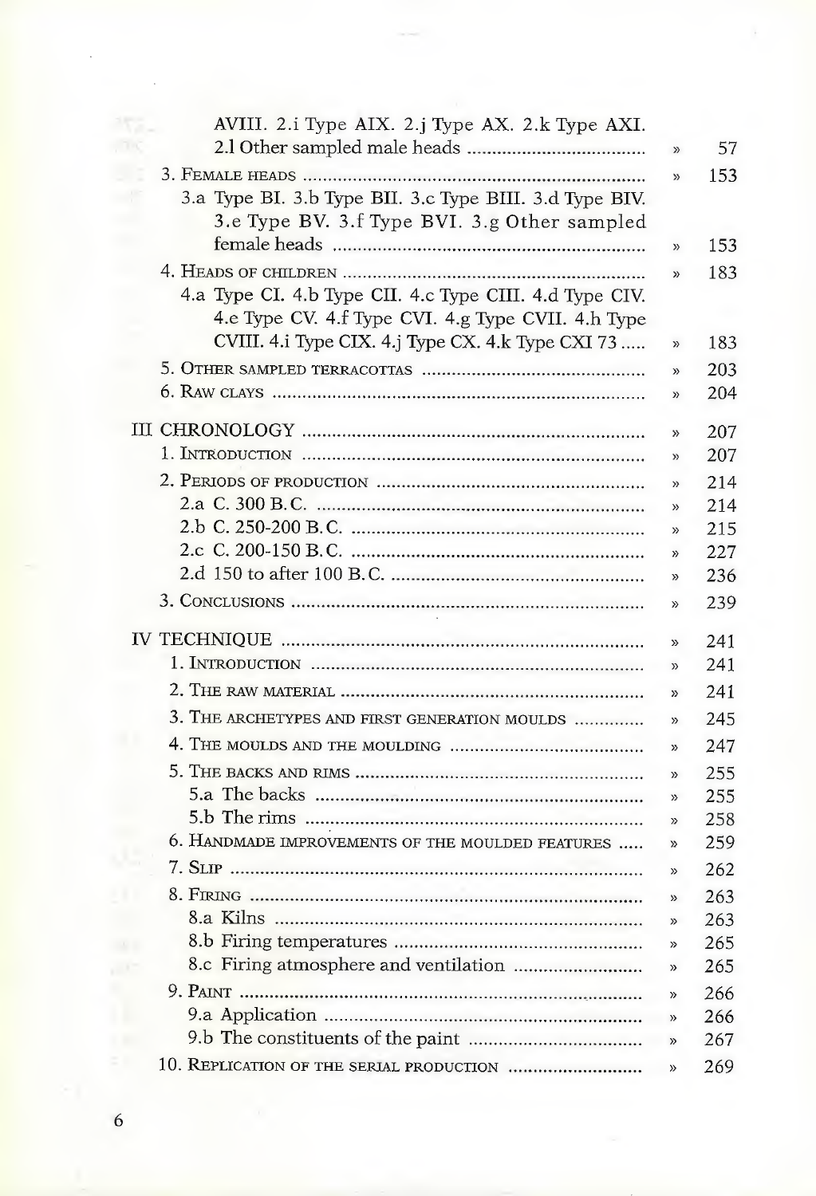AVIII. 2.i Type AIX. 2.j Type AX. 2.k Type AXI. 2.l Other sampled male heads .................................. » 57

3. Female heads .................................................................. » 153

3.a Type BI. 3.b Type BII. 3.c Type BIII. 3.d Type BIV. 3.e Type BV. 3.f Type BVI. 3.g Other sampled female heads ............................................................ » 153

4. Heads of children .......................................................... » 183

4.a Type CI. 4.b Type CII. 4.c Type CIII. 4.d Type CIV. 4.e Type CV. 4.f Type CVI. 4.g Type CVII. 4.h Type CVIII. 4.i Type CIX. 4.j Type CX. 4.k Type CXI 73 ..... » 183

5. Other sampled terracottas .......................................... » 203

6. Raw clays ....................................................................... » 204

III CHRONOLOGY .................................................................. » 207

1. Introduction .................................................................. » 207

2. Periods of production .................................................... » 214

2.a C. 300 B.C. ................................................................ » 214

2.b C. 250-200 B.C. ......................................................... » 215

2.c C. 200-150 B.C. ......................................................... » 227

2.d 150 to after 100 B.C. ................................................. » 236

3. Conclusions ................................................................... » 239

IV TECHNIQUE ...................................................................... » 241

1. Introduction ................................................................. » 241

2. The raw material .......................................................... » 241

3. The archetypes and first generation moulds ............. » 245

4. The moulds and the moulding ..................................... » 247

5. The backs and rims ...................................................... » 255

5.a The backs ................................................................ » 255

5.b The rims .................................................................. » 258

6. Handmade improvements of the moulded features ..... » 259

7. Slip ................................................................................ » 262

8. Firing ............................................................................ » 263

8.a Kilns ........................................................................ » 263

8.b Firing temperatures ................................................ » 265

8.c Firing atmosphere and ventilation ......................... » 265

9. Paint .............................................................................. » 266

9.a Application .............................................................. » 266

9.b The constituents of the paint .................................. » 267

10. Replication of the serial production ........................... » 269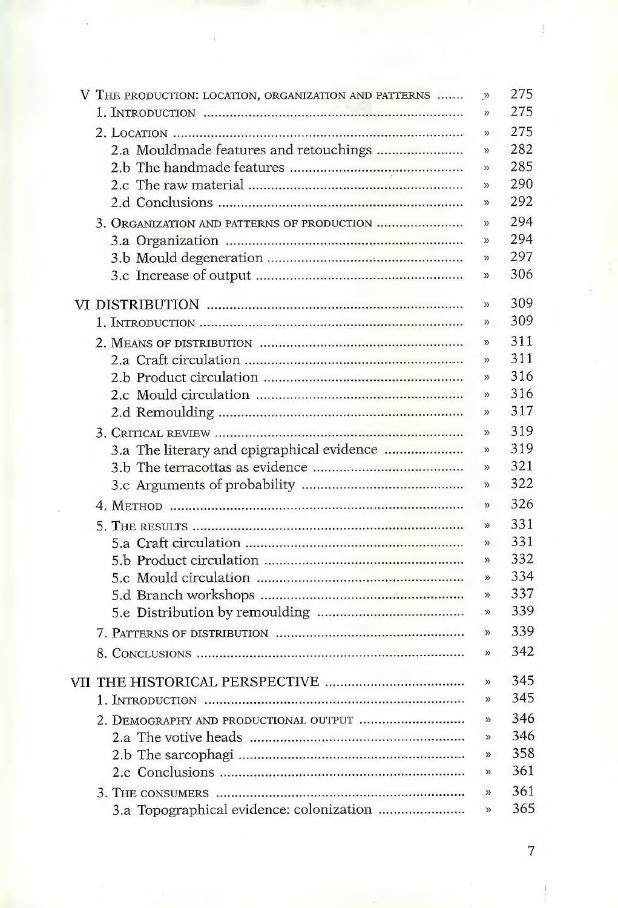| | | |
|---|---|---|
| V THE PRODUCTION: LOCATION, ORGANIZATION AND PATTERNS | » | 275 |
| 1. INTRODUCTION | » | 275 |
| 2. LOCATION | » | 275 |
| 2.a Mouldmade features and retouchings | » | 282 |
| 2.b The handmade features | » | 285 |
| 2.c The raw material | » | 290 |
| 2.d Conclusions | » | 292 |
| 3. ORGANIZATION AND PATTERNS OF PRODUCTION | » | 294 |
| 3.a Organization | » | 294 |
| 3.b Mould degeneration | » | 297 |
| 3.c Increase of output | » | 306 |
| VI DISTRIBUTION | » | 309 |
| 1. INTRODUCTION | » | 309 |
| 2. MEANS OF DISTRIBUTION | » | 311 |
| 2.a Craft circulation | » | 311 |
| 2.b Product circulation | » | 316 |
| 2.c Mould circulation | » | 316 |
| 2.d Remoulding | » | 317 |
| 3. CRITICAL REVIEW | » | 319 |
| 3.a The literary and epigraphical evidence | » | 319 |
| 3.b The terracottas as evidence | » | 321 |
| 3.c Arguments of probability | » | 322 |
| 4. METHOD | » | 326 |
| 5. THE RESULTS | » | 331 |
| 5.a Craft circulation | » | 331 |
| 5.b Product circulation | » | 332 |
| 5.c Mould circulation | » | 334 |
| 5.d Branch workshops | » | 337 |
| 5.e Distribution by remoulding | » | 339 |
| 7. PATTERNS OF DISTRIBUTION | » | 339 |
| 8. CONCLUSIONS | » | 342 |
| VII THE HISTORICAL PERSPECTIVE | » | 345 |
| 1. INTRODUCTION | » | 345 |
| 2. DEMOGRAPHY AND PRODUCTIONAL OUTPUT | » | 346 |
| 2.a The votive heads | » | 346 |
| 2.b The sarcophagi | » | 358 |
| 2.c Conclusions | » | 361 |
| 3. THE CONSUMERS | » | 361 |
| 3.a Topographical evidence: colonization | » | 365 |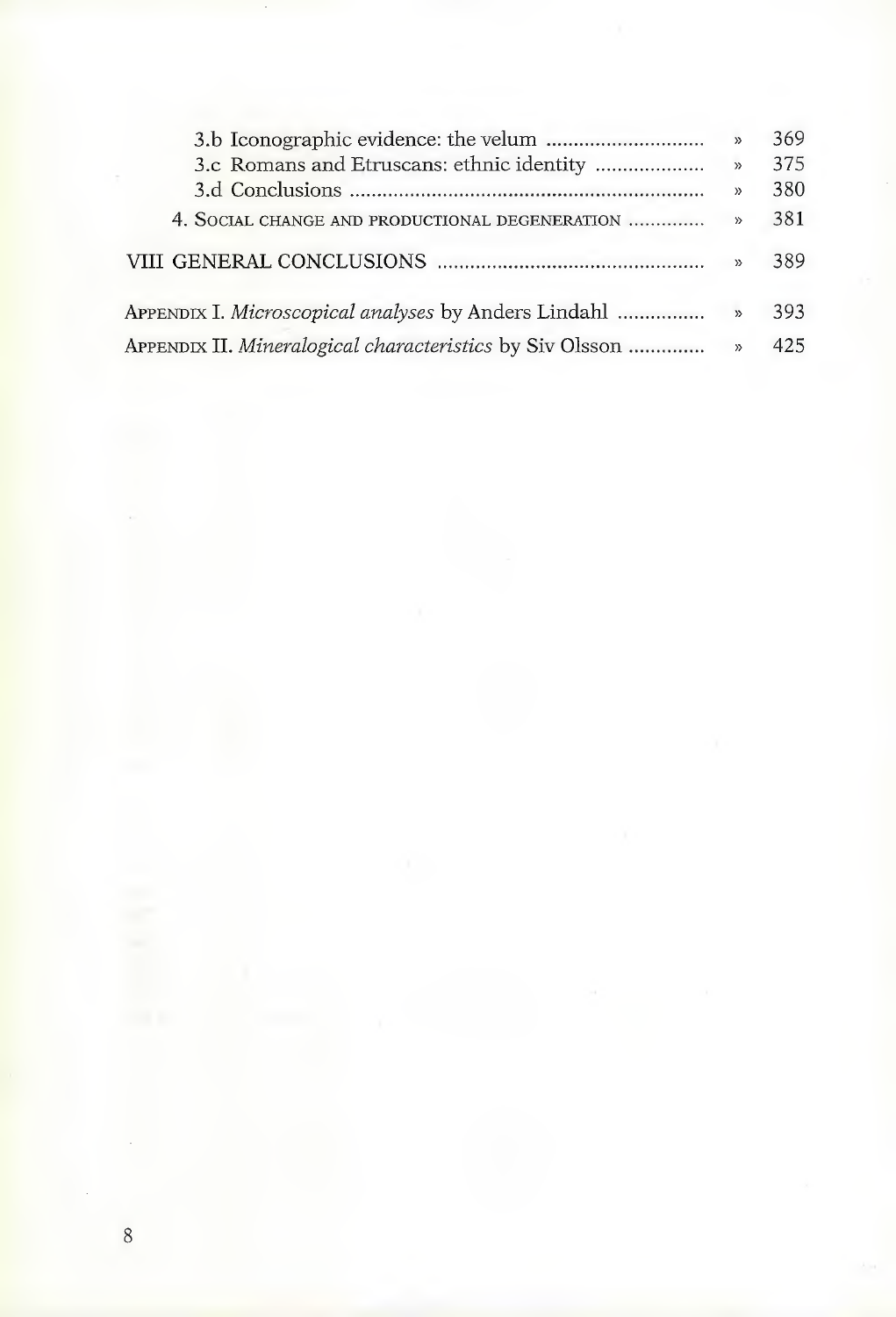| | | |
|---|---|---|
| 3.b Iconographic evidence: the velum | » | 369 |
| 3.c Romans and Etruscans: ethnic identity | » | 375 |
| 3.d Conclusions | » | 380 |
| 4. Social change and productional degeneration | » | 381 |
| VIII GENERAL CONCLUSIONS | » | 389 |
| Appendix I. *Microscopical analyses* by Anders Lindahl | » | 393 |
| Appendix II. *Mineralogical characteristics* by Siv Olsson | » | 425 |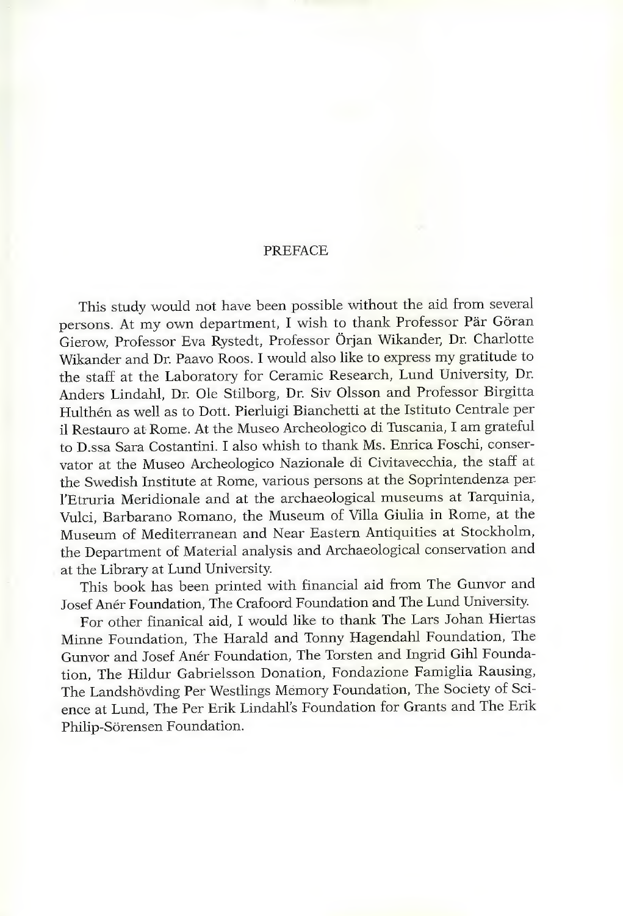# PREFACE

This study would not have been possible without the aid from several persons. At my own department, I wish to thank Professor Pär Göran Gierow, Professor Eva Rystedt, Professor Örjan Wikander, Dr. Charlotte Wikander and Dr. Paavo Roos. I would also like to express my gratitude to the staff at the Laboratory for Ceramic Research, Lund University, Dr. Anders Lindahl, Dr. Ole Stilborg, Dr. Siv Olsson and Professor Birgitta Hulthén as well as to Dott. Pierluigi Bianchetti at the Istituto Centrale per il Restauro at Rome. At the Museo Archeologico di Tuscania, I am grateful to D.ssa Sara Costantini. I also whish to thank Ms. Enrica Foschi, conservator at the Museo Archeologico Nazionale di Civitavecchia, the staff at the Swedish Institute at Rome, various persons at the Soprintendenza per l'Etruria Meridionale and at the archaeological museums at Tarquinia, Vulci, Barbarano Romano, the Museum of Villa Giulia in Rome, at the Museum of Mediterranean and Near Eastern Antiquities at Stockholm, the Department of Material analysis and Archaeological conservation and at the Library at Lund University.

This book has been printed with financial aid from The Gunvor and Josef Anér Foundation, The Crafoord Foundation and The Lund University.

For other finanical aid, I would like to thank The Lars Johan Hiertas Minne Foundation, The Harald and Tonny Hagendahl Foundation, The Gunvor and Josef Anér Foundation, The Torsten and Ingrid Gihl Foundation, The Hildur Gabrielsson Donation, Fondazione Famiglia Rausing, The Landshövding Per Westlings Memory Foundation, The Society of Science at Lund, The Per Erik Lindahl's Foundation for Grants and The Erik Philip-Sörensen Foundation.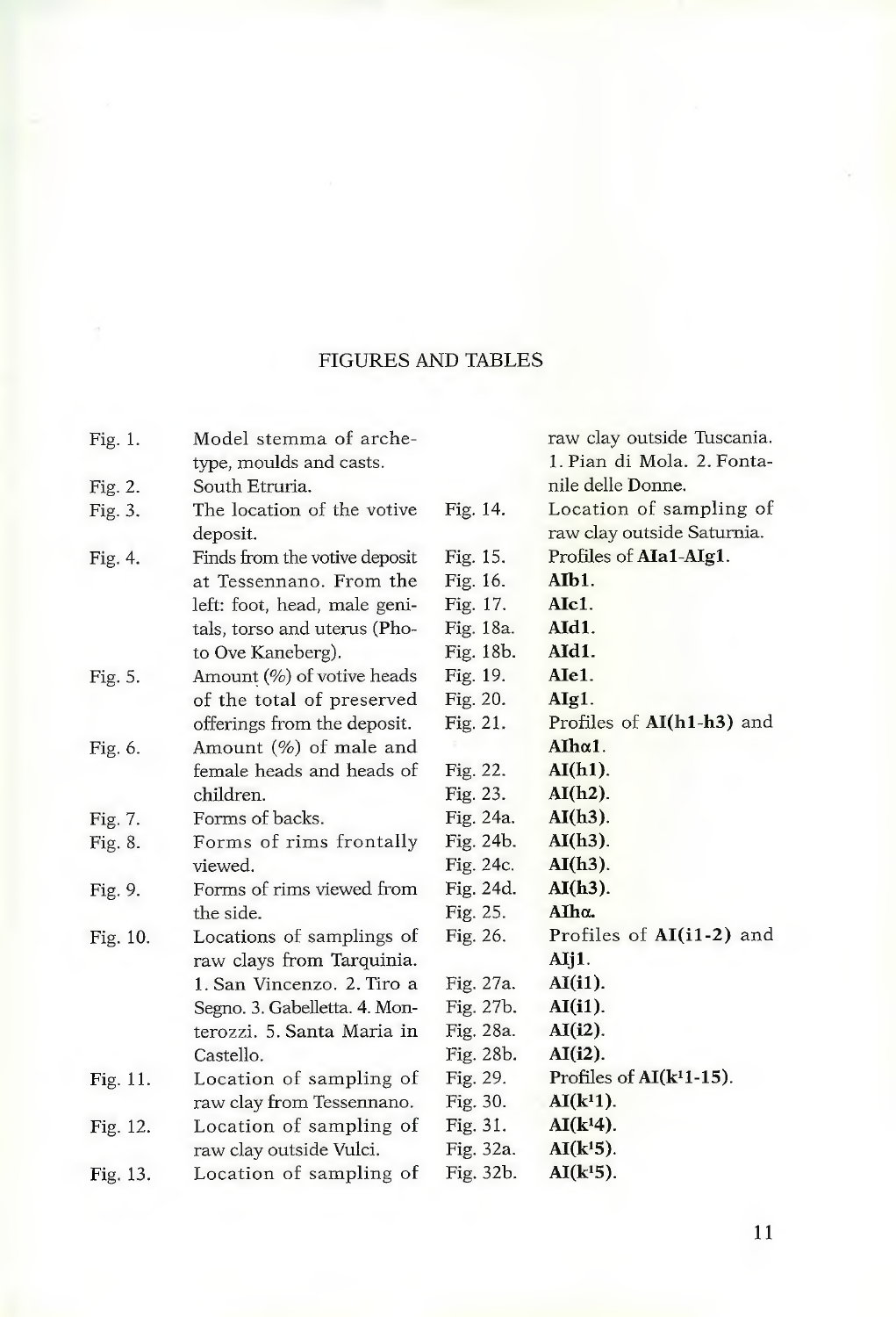## FIGURES AND TABLES

- Fig. 1. Model stemma of archetype, moulds and casts.
- Fig. 2. South Etruria.
- Fig. 3. The location of the votive deposit.
- Fig. 4. Finds from the votive deposit at Tessennano. From the left: foot, head, male genitals, torso and uterus (Photo Ove Kaneberg).
- Fig. 5. Amount (%) of votive heads of the total of preserved offerings from the deposit.
- Fig. 6. Amount (%) of male and female heads and heads of children.
- Fig. 7. Forms of backs.
- Fig. 8. Forms of rims frontally viewed.
- Fig. 9. Forms of rims viewed from the side.
- Fig. 10. Locations of samplings of raw clays from Tarquinia. 1. San Vincenzo. 2. Tiro a Segno. 3. Gabelletta. 4. Monterozzi. 5. Santa Maria in Castello.
- Fig. 11. Location of sampling of raw clay from Tessennano.
- Fig. 12. Location of sampling of raw clay outside Vulci.
- Fig. 13. Location of sampling of raw clay outside Tuscania. 1. Pian di Mola. 2. Fontanile delle Donne.
- Fig. 14. Location of sampling of raw clay outside Saturnia.
- Fig. 15. Profiles of **AIa1-AIg1**.
- Fig. 16. **AIb1**.
- Fig. 17. **AIc1**.
- Fig. 18a. **AId1**.
- Fig. 18b. **AId1**.
- Fig. 19. **AIe1**.
- Fig. 20. **AIg1**.
- Fig. 21. Profiles of **AI(h1-h3)** and **AIhα1**.
- Fig. 22. **AI(h1)**.
- Fig. 23. **AI(h2)**.
- Fig. 24a. **AI(h3)**.
- Fig. 24b. **AI(h3)**.
- Fig. 24c. **AI(h3)**.
- Fig. 24d. **AI(h3)**.
- Fig. 25. **AIhα.**
- Fig. 26. Profiles of **AI(i1-2)** and **AIj1**.
- Fig. 27a. **AI(i1)**.
- Fig. 27b. **AI(i1)**.
- Fig. 28a. **AI(i2)**.
- Fig. 28b. **AI(i2)**.
- Fig. 29. Profiles of **AI($k^1$1-15)**.
- Fig. 30. **AI($k^1$1)**.
- Fig. 31. **AI($k^1$4)**.
- Fig. 32a. **AI($k^1$5)**.
- Fig. 32b. **AI($k^1$5)**.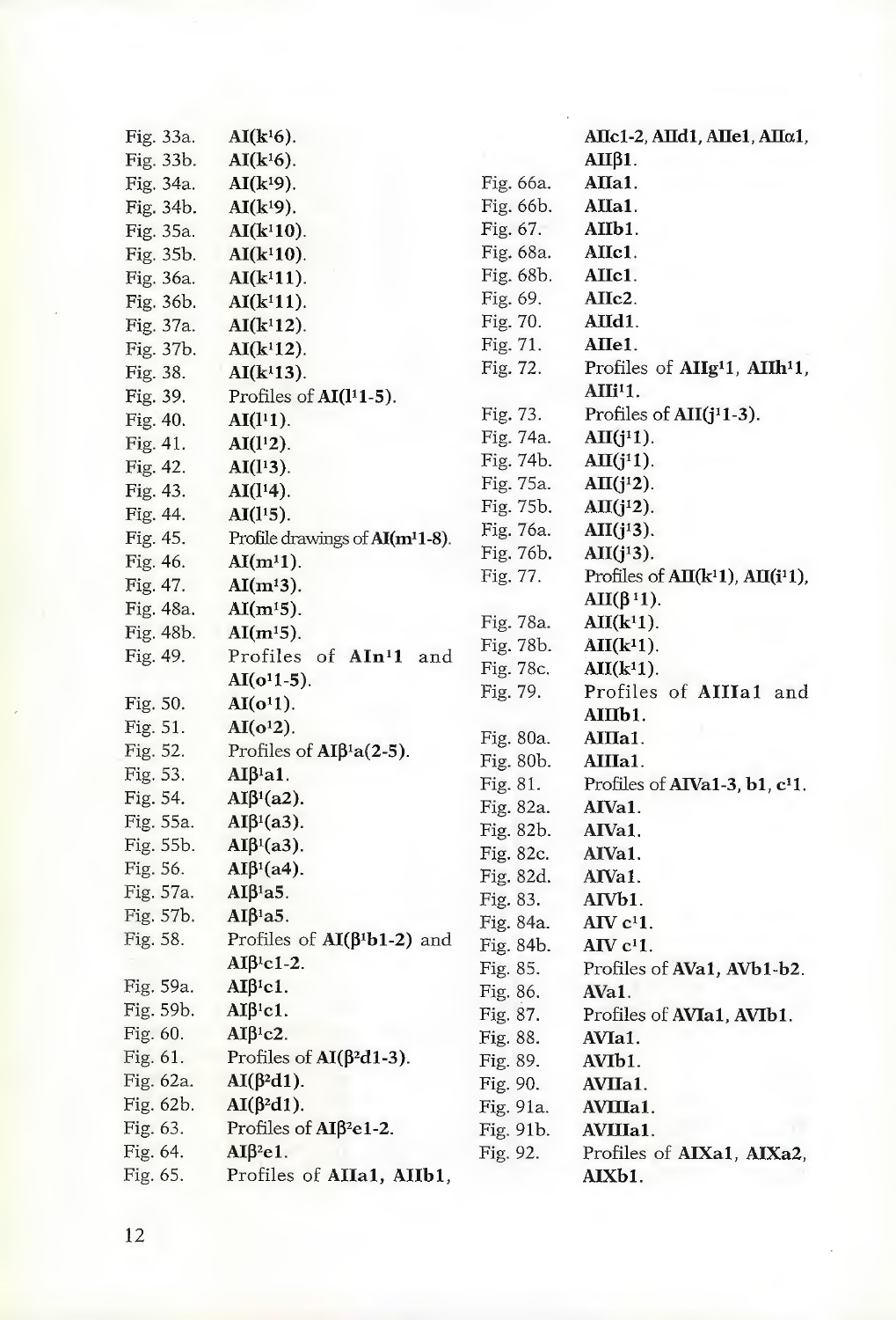| | |
|---|---|
| Fig. 33a. | **AI($k^1$6).** |
| Fig. 33b. | **AI($k^1$6).** |
| Fig. 34a. | **AI($k^1$9).** |
| Fig. 34b. | **AI($k^1$9).** |
| Fig. 35a. | **AI($k^1$10).** |
| Fig. 35b. | **AI($k^1$10).** |
| Fig. 36a. | **AI($k^1$11).** |
| Fig. 36b. | **AI($k^1$11).** |
| Fig. 37a. | **AI($k^1$12).** |
| Fig. 37b. | **AI($k^1$12).** |
| Fig. 38. | **AI($k^1$13).** |
| Fig. 39. | Profiles of **AI($l^1$1-5).** |
| Fig. 40. | **AI($l^1$1).** |
| Fig. 41. | **AI($l^1$2).** |
| Fig. 42. | **AI($l^1$3).** |
| Fig. 43. | **AI($l^1$4).** |
| Fig. 44. | **AI($l^1$5).** |
| Fig. 45. | Profile drawings of **AI($m^1$1-8).** |
| Fig. 46. | **AI($m^1$1).** |
| Fig. 47. | **AI($m^1$3).** |
| Fig. 48a. | **AI($m^1$5).** |
| Fig. 48b. | **AI($m^1$5).** |
| Fig. 49. | Profiles of **AI$n^1$1** and **AI($o^1$1-5).** |
| Fig. 50. | **AI($o^1$1).** |
| Fig. 51. | **AI($o^1$2).** |
| Fig. 52. | Profiles of **AI$\beta^1$a(2-5).** |
| Fig. 53. | **AI$\beta^1$a1.** |
| Fig. 54. | **AI$\beta^1$(a2).** |
| Fig. 55a. | **AI$\beta^1$(a3).** |
| Fig. 55b. | **AI$\beta^1$(a3).** |
| Fig. 56. | **AI$\beta^1$(a4).** |
| Fig. 57a. | **AI$\beta^1$a5.** |
| Fig. 57b. | **AI$\beta^1$a5.** |
| Fig. 58. | Profiles of **AI($\beta^1$b1-2)** and **AI$\beta^1$c1-2.** |
| Fig. 59a. | **AI$\beta^1$c1.** |
| Fig. 59b. | **AI$\beta^1$c1.** |
| Fig. 60. | **AI$\beta^1$c2.** |
| Fig. 61. | Profiles of **AI($\beta^2$d1-3).** |
| Fig. 62a. | **AI($\beta^2$d1).** |
| Fig. 62b. | **AI($\beta^2$d1).** |
| Fig. 63. | Profiles of **AI$\beta^2$e1-2.** |
| Fig. 64. | **AI$\beta^2$e1.** |
| Fig. 65. | Profiles of **AIIa1, AIIb1, AIIc1-2, AIId1, AIIe1, AII$\alpha$1, AII$\beta$1.** |
| Fig. 66a. | **AIIa1.** |
| Fig. 66b. | **AIIa1.** |
| Fig. 67. | **AIIb1.** |
| Fig. 68a. | **AIIc1.** |
| Fig. 68b. | **AIIc1.** |
| Fig. 69. | **AIIc2.** |
| Fig. 70. | **AIId1.** |
| Fig. 71. | **AIIe1.** |
| Fig. 72. | Profiles of **AII$g^1$1, AII$h^1$1, AII$i^1$1.** |
| Fig. 73. | Profiles of **AII($j^1$1-3).** |
| Fig. 74a. | **AII($j^1$1).** |
| Fig. 74b. | **AII($j^1$1).** |
| Fig. 75a. | **AII($j^1$2).** |
| Fig. 75b. | **AII($j^1$2).** |
| Fig. 76a. | **AII($j^1$3).** |
| Fig. 76b. | **AII($j^1$3).** |
| Fig. 77. | Profiles of **AII($k^1$1), AII($i^1$1), AII($\beta^1$1).** |
| Fig. 78a. | **AII($k^1$1).** |
| Fig. 78b. | **AII($k^1$1).** |
| Fig. 78c. | **AII($k^1$1).** |
| Fig. 79. | Profiles of **AIIIa1** and **AIIIb1.** |
| Fig. 80a. | **AIIIa1.** |
| Fig. 80b. | **AIIIa1.** |
| Fig. 81. | Profiles of **AIVa1-3, b1, $c^1$1.** |
| Fig. 82a. | **AIVa1.** |
| Fig. 82b. | **AIVa1.** |
| Fig. 82c. | **AIVa1.** |
| Fig. 82d. | **AIVa1.** |
| Fig. 83. | **AIVb1.** |
| Fig. 84a. | **AIV $c^1$1.** |
| Fig. 84b. | **AIV $c^1$1.** |
| Fig. 85. | Profiles of **AVa1, AVb1-b2.** |
| Fig. 86. | **AVa1.** |
| Fig. 87. | Profiles of **AVIa1, AVIb1.** |
| Fig. 88. | **AVIa1.** |
| Fig. 89. | **AVIb1.** |
| Fig. 90. | **AVIIa1.** |
| Fig. 91a. | **AVIIIa1.** |
| Fig. 91b. | **AVIIIa1.** |
| Fig. 92. | Profiles of **AIXa1, AIXa2, AIXb1.** |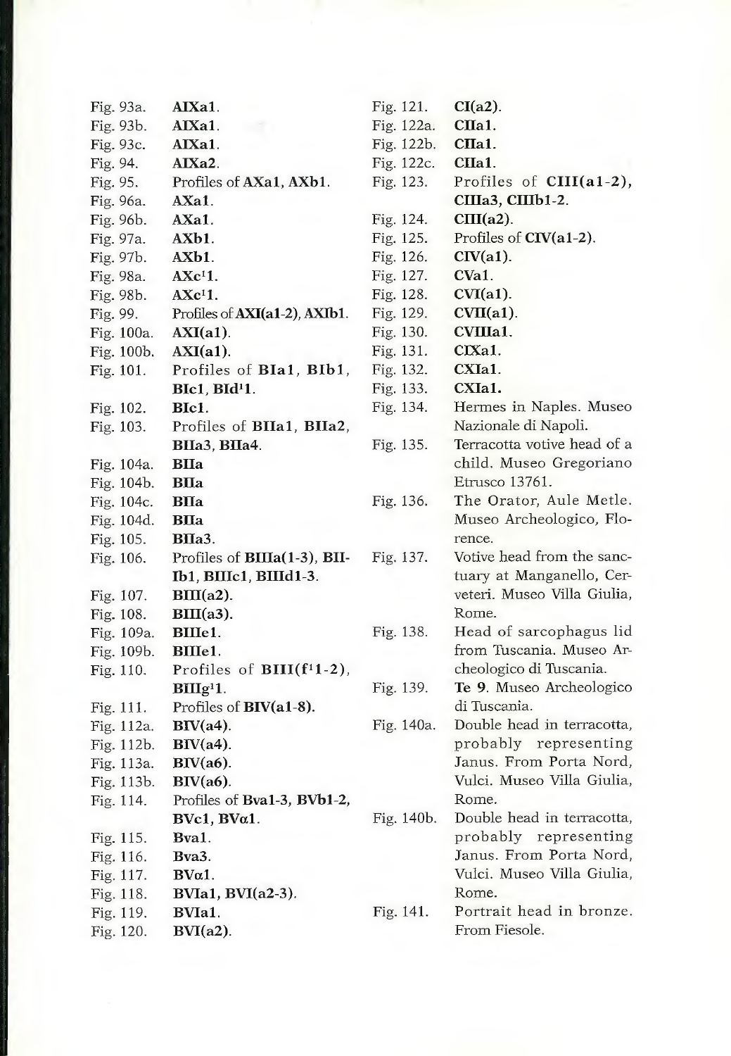| | |
|---|---|
| Fig. 93a. | **AIXa1**. |
| Fig. 93b. | **AIXa1**. |
| Fig. 93c. | **AIXa1**. |
| Fig. 94. | **AIXa2**. |
| Fig. 95. | Profiles of **AXa1**, **AXb1**. |
| Fig. 96a. | **AXa1**. |
| Fig. 96b. | **AXa1**. |
| Fig. 97a. | **AXb1**. |
| Fig. 97b. | **AXb1**. |
| Fig. 98a. | **AXc[1]1**. |
| Fig. 98b. | **AXc[1]1**. |
| Fig. 99. | Profiles of **AXI(a1-2)**, **AXIb1**. |
| Fig. 100a. | **AXI(a1)**. |
| Fig. 100b. | **AXI(a1)**. |
| Fig. 101. | Profiles of **BIa1**, **BIb1**, **BIc1**, **BId[1]1**. |
| Fig. 102. | **BIc1**. |
| Fig. 103. | Profiles of **BIIa1**, **BIIa2**, **BIIa3**, **BIIa4**. |
| Fig. 104a. | **BIIa** |
| Fig. 104b. | **BIIa** |
| Fig. 104c. | **BIIa** |
| Fig. 104d. | **BIIa** |
| Fig. 105. | **BIIa3**. |
| Fig. 106. | Profiles of **BIIIa(1-3)**, **BIIIb1**, **BIIIc1**, **BIIId1-3**. |
| Fig. 107. | **BIII(a2)**. |
| Fig. 108. | **BIII(a3)**. |
| Fig. 109a. | **BIIIe1**. |
| Fig. 109b. | **BIIIe1**. |
| Fig. 110. | Profiles of **BIII(f[1]1-2)**, **BIIIg[1]1**. |
| Fig. 111. | Profiles of **BIV(a1-8)**. |
| Fig. 112a. | **BIV(a4)**. |
| Fig. 112b. | **BIV(a4)**. |
| Fig. 113a. | **BIV(a6)**. |
| Fig. 113b. | **BIV(a6)**. |
| Fig. 114. | Profiles of **Bva1-3**, **BVb1-2**, **BVc1**, **BVα1**. |
| Fig. 115. | **Bva1**. |
| Fig. 116. | **Bva3**. |
| Fig. 117. | **BVα1**. |
| Fig. 118. | **BVIa1**, **BVI(a2-3)**. |
| Fig. 119. | **BVIa1**. |
| Fig. 120. | **BVI(a2)**. |
| Fig. 121. | **CI(a2)**. |
| Fig. 122a. | **CIIa1**. |
| Fig. 122b. | **CIIa1**. |
| Fig. 122c. | **CIIa1**. |
| Fig. 123. | Profiles of **CIII(a1-2)**, **CIIIa3**, **CIIIb1-2**. |
| Fig. 124. | **CIII(a2)**. |
| Fig. 125. | Profiles of **CIV(a1-2)**. |
| Fig. 126. | **CIV(a1)**. |
| Fig. 127. | **CVa1**. |
| Fig. 128. | **CVI(a1)**. |
| Fig. 129. | **CVII(a1)**. |
| Fig. 130. | **CVIIIa1**. |
| Fig. 131. | **CIXa1**. |
| Fig. 132. | **CXIa1**. |
| Fig. 133. | **CXIa1**. |
| Fig. 134. | Hermes in Naples. Museo Nazionale di Napoli. |
| Fig. 135. | Terracotta votive head of a child. Museo Gregoriano Etrusco 13761. |
| Fig. 136. | The Orator, Aule Metle. Museo Archeologico, Florence. |
| Fig. 137. | Votive head from the sanctuary at Manganello, Cerveteri. Museo Villa Giulia, Rome. |
| Fig. 138. | Head of sarcophagus lid from Tuscania. Museo Archeologico di Tuscania. |
| Fig. 139. | **Te 9**. Museo Archeologico di Tuscania. |
| Fig. 140a. | Double head in terracotta, probably representing Janus. From Porta Nord, Vulci. Museo Villa Giulia, Rome. |
| Fig. 140b. | Double head in terracotta, probably representing Janus. From Porta Nord, Vulci. Museo Villa Giulia, Rome. |
| Fig. 141. | Portrait head in bronze. From Fiesole. |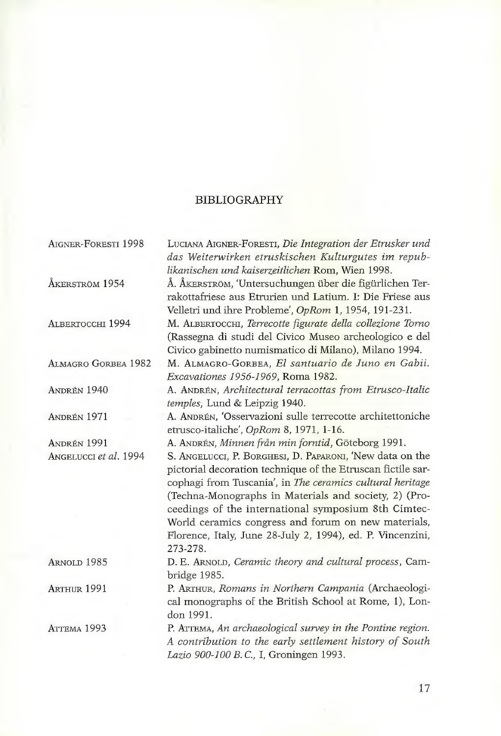# BIBLIOGRAPHY

| | |
|---|---|
| Aigner-Foresti 1998 | Luciana Aigner-Foresti, *Die Integration der Etrusker und das Weiterwirken etruskischen Kulturgutes im republikanischen und kaiserzeitlichen* Rom, Wien 1998. |
| Åkerström 1954 | Å. Åkerström, 'Untersuchungen über die figürlichen Terrakottafriese aus Etrurien und Latium. I: Die Friese aus Velletri und ihre Probleme', *OpRom* 1, 1954, 191-231. |
| Albertocchi 1994 | M. Albertocchi, *Terrecotte figurate della collezione Torno* (Rassegna di studi del Civico Museo archeologico e del Civico gabinetto numismatico di Milano), Milano 1994. |
| Almagro Gorbea 1982 | M. Almagro-Gorbea, *El santuario de Juno en Gabii. Excavationes 1956-1969*, Roma 1982. |
| Andrén 1940 | A. Andrén, *Architectural terracottas from Etrusco-Italic temples*, Lund & Leipzig 1940. |
| Andrén 1971 | A. Andrén, 'Osservazioni sulle terrecotte architettoniche etrusco-italiche', *OpRom* 8, 1971, 1-16. |
| Andrén 1991 | A. Andrén, *Minnen från min forntid*, Göteborg 1991. |
| Angelucci *et al.* 1994 | S. Angelucci, P. Borghesi, D. Paparoni, 'New data on the pictorial decoration technique of the Etruscan fictile sarcophagi from Tuscania', in *The ceramics cultural heritage* (Techna-Monographs in Materials and society, 2) (Proceedings of the international symposium 8th Cimtec-World ceramics congress and forum on new materials, Florence, Italy, June 28-July 2, 1994), ed. P. Vincenzini, 273-278. |
| Arnold 1985 | D. E. Arnold, *Ceramic theory and cultural process*, Cambridge 1985. |
| Arthur 1991 | P. Arthur, *Romans in Northern Campania* (Archaeological monographs of the British School at Rome, 1), London 1991. |
| Attema 1993 | P. Attema, *An archaeological survey in the Pontine region. A contribution to the early settlement history of South Lazio 900-100 B.C.*, I, Groningen 1993. |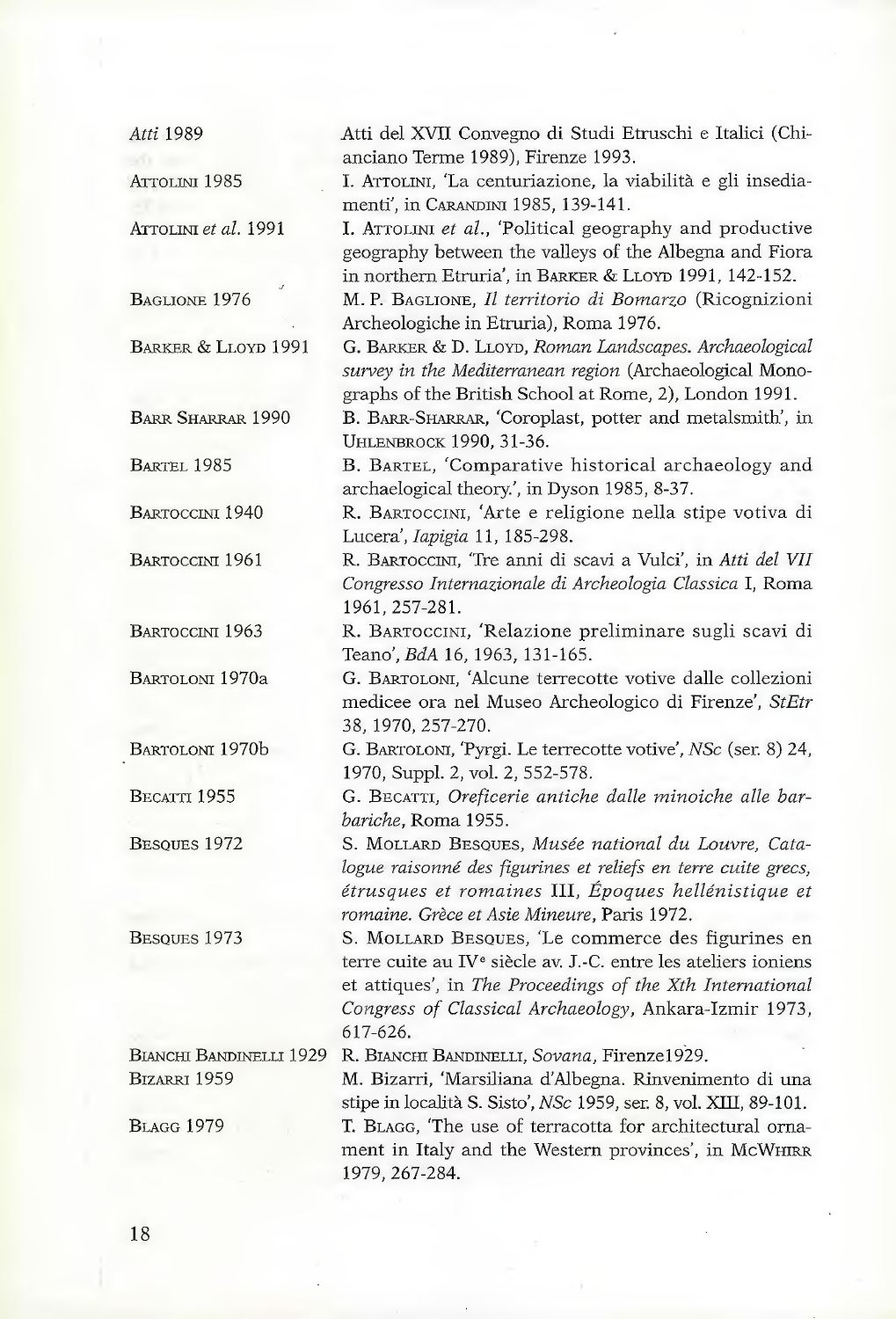| | |
|---|---|
| *Atti* 1989 | Atti del XVII Convegno di Studi Etruschi e Italici (Chianciano Terme 1989), Firenze 1993. |
| Attolini 1985 | I. Attolini, 'La centuriazione, la viabilità e gli insediamenti', in Carandini 1985, 139-141. |
| Attolini *et al.* 1991 | I. Attolini *et al.*, 'Political geography and productive geography between the valleys of the Albegna and Fiora in northern Etruria', in Barker & Lloyd 1991, 142-152. |
| Baglione 1976 | M. P. Baglione, *Il territorio di Bomarzo* (Ricognizioni Archeologiche in Etruria), Roma 1976. |
| Barker & Lloyd 1991 | G. Barker & D. Lloyd, *Roman Landscapes. Archaeological survey in the Mediterranean region* (Archaeological Monographs of the British School at Rome, 2), London 1991. |
| Barr Sharrar 1990 | B. Barr-Sharrar, 'Coroplast, potter and metalsmith', in Uhlenbrock 1990, 31-36. |
| Bartel 1985 | B. Bartel, 'Comparative historical archaeology and archaelogical theory.', in Dyson 1985, 8-37. |
| Bartoccini 1940 | R. Bartoccini, 'Arte e religione nella stipe votiva di Lucera', *Iapigia* 11, 185-298. |
| Bartoccini 1961 | R. Bartoccini, 'Tre anni di scavi a Vulci', in *Atti del VII Congresso Internazionale di Archeologia Classica* I, Roma 1961, 257-281. |
| Bartoccini 1963 | R. Bartoccini, 'Relazione preliminare sugli scavi di Teano', *BdA* 16, 1963, 131-165. |
| Bartoloni 1970a | G. Bartoloni, 'Alcune terrecotte votive dalle collezioni medicee ora nel Museo Archeologico di Firenze', *StEtr* 38, 1970, 257-270. |
| Bartoloni 1970b | G. Bartoloni, 'Pyrgi. Le terrecotte votive', *NSc* (ser. 8) 24, 1970, Suppl. 2, vol. 2, 552-578. |
| Becatti 1955 | G. Becatti, *Oreficerie antiche dalle minoiche alle barbariche*, Roma 1955. |
| Besques 1972 | S. Mollard Besques, *Musée national du Louvre, Catalogue raisonné des figurines et reliefs en terre cuite grecs, étrusques et romaines* III, *Époques hellénistique et romaine. Grèce et Asie Mineure*, Paris 1972. |
| Besques 1973 | S. Mollard Besques, 'Le commerce des figurines en terre cuite au IV^e^ siècle av. J.-C. entre les ateliers ioniens et attiques', in *The Proceedings of the Xth International Congress of Classical Archaeology*, Ankara-Izmir 1973, 617-626. |
| Bianchi Bandinelli 1929 | R. Bianchi Bandinelli, *Sovana*, Firenze1929. |
| Bizarri 1959 | M. Bizarri, 'Marsiliana d'Albegna. Rinvenimento di una stipe in località S. Sisto', *NSc* 1959, ser. 8, vol. XIII, 89-101. |
| Blagg 1979 | T. Blagg, 'The use of terracotta for architectural ornament in Italy and the Western provinces', in McWhirr 1979, 267-284. |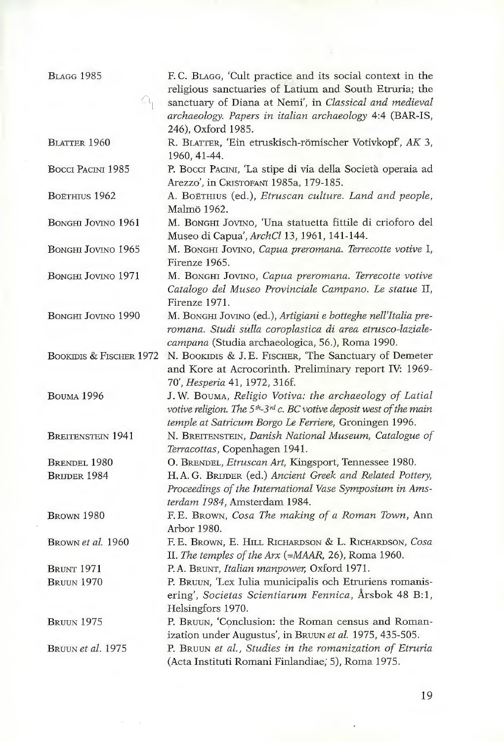| | |
|---|---|
| BLAGG 1985 | F. C. BLAGG, 'Cult practice and its social context in the religious sanctuaries of Latium and South Etruria; the sanctuary of Diana at Nemi', in *Classical and medieval archaeology. Papers in italian archaeology* 4:4 (BAR-IS, 246), Oxford 1985. |
| BLATTER 1960 | R. BLATTER, 'Ein etruskisch-römischer Votivkopf', *AK* 3, 1960, 41-44. |
| BOCCI PACINI 1985 | P. BOCCI PACINI, 'La stipe di via della Società operaia ad Arezzo', in CRISTOFANI 1985a, 179-185. |
| BOËTHIUS 1962 | A. BOËTHIUS (ed.), *Etruscan culture. Land and people*, Malmö 1962. |
| BONGHI JOVINO 1961 | M. BONGHI JOVINO, 'Una statuetta fittile di crioforo del Museo di Capua', *ArchCl* 13, 1961, 141-144. |
| BONGHI JOVINO 1965 | M. BONGHI JOVINO, *Capua preromana. Terrecotte votive* I, Firenze 1965. |
| BONGHI JOVINO 1971 | M. BONGHI JOVINO, *Capua preromana. Terrecotte votive Catalogo del Museo Provinciale Campano. Le statue* II, Firenze 1971. |
| BONGHI JOVINO 1990 | M. BONGHI JOVINO (ed.), *Artigiani e botteghe nell'Italia preromana. Studi sulla coroplastica di area etrusco-laziale-campana* (Studia archaeologica, 56.), Roma 1990. |
| BOOKIDIS & FISCHER 1972 | N. BOOKIDIS & J. E. FISCHER, 'The Sanctuary of Demeter and Kore at Acrocorinth. Preliminary report IV: 1969-70', *Hesperia* 41, 1972, 316f. |
| BOUMA 1996 | J. W. BOUMA, *Religio Votiva: the archaeology of Latial votive religion. The 5th-3rd c. BC votive deposit west of the main temple at Satricum Borgo Le Ferriere*, Groningen 1996. |
| BREITENSTEIN 1941 | N. BREITENSTEIN, *Danish National Museum, Catalogue of Terracottas*, Copenhagen 1941. |
| BRENDEL 1980 | O. BRENDEL, *Etruscan Art*, Kingsport, Tennessee 1980. |
| BRIJDER 1984 | H. A. G. BRIJDER (ed.) *Ancient Greek and Related Pottery, Proceedings of the International Vase Symposium in Amsterdam 1984*, Amsterdam 1984. |
| BROWN 1980 | F. E. BROWN, *Cosa The making of a Roman Town*, Ann Arbor 1980. |
| BROWN *et al.* 1960 | F. E. BROWN, E. HILL RICHARDSON & L. RICHARDSON, *Cosa* II. *The temples of the Arx* (=*MAAR*, 26), Roma 1960. |
| BRUNT 1971 | P. A. BRUNT, *Italian manpower*, Oxford 1971. |
| BRUUN 1970 | P. BRUUN, 'Lex Iulia municipalis och Etruriens romanisering', *Societas Scientiarum Fennica*, Årsbok 48 B:1, Helsingfors 1970. |
| BRUUN 1975 | P. BRUUN, 'Conclusion: the Roman census and Romanization under Augustus', in BRUUN *et al.* 1975, 435-505. |
| BRUUN *et al.* 1975 | P. BRUUN *et al.*, *Studies in the romanization of Etruria* (Acta Instituti Romani Finlandiae, 5), Roma 1975. |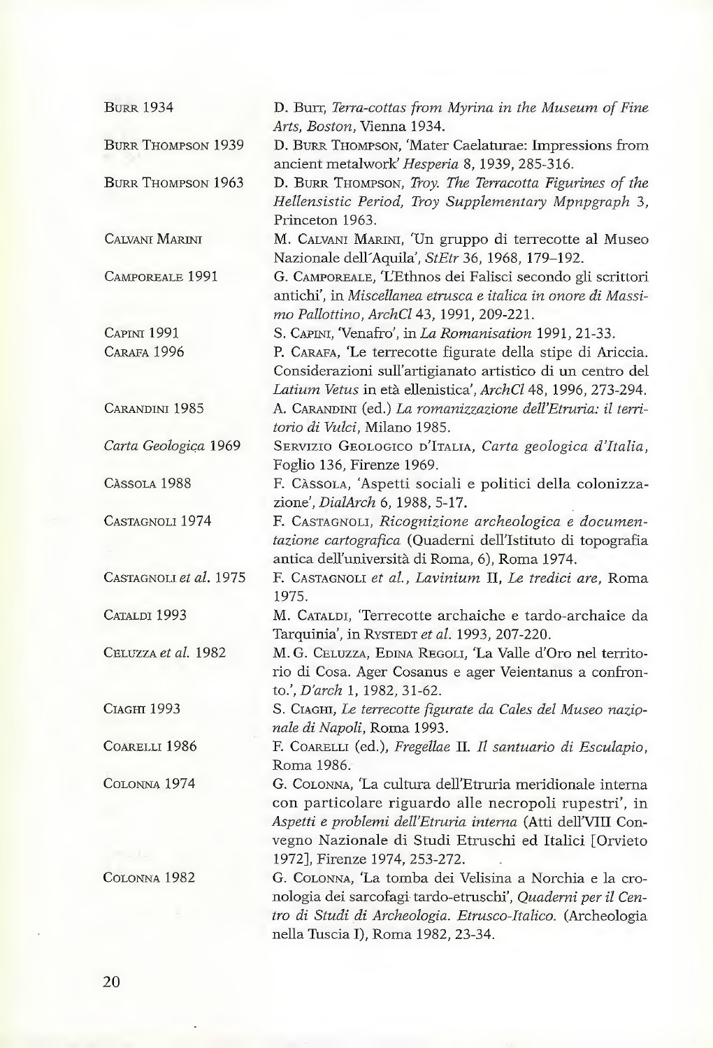| | |
|---|---|
| BURR 1934 | D. BURR, *Terra-cottas from Myrina in the Museum of Fine Arts, Boston*, Vienna 1934. |
| BURR THOMPSON 1939 | D. BURR THOMPSON, 'Mater Caelaturae: Impressions from ancient metalwork' *Hesperia* 8, 1939, 285-316. |
| BURR THOMPSON 1963 | D. BURR THOMPSON, *Troy. The Terracotta Figurines of the Hellensistic Period, Troy Supplementary Mpnpgraph* 3, Princeton 1963. |
| CALVANI MARINI | M. CALVANI MARINI, 'Un gruppo di terrecotte al Museo Nazionale dell'Aquila', *StEtr* 36, 1968, 179–192. |
| CAMPOREALE 1991 | G. CAMPOREALE, 'L'Ethnos dei Falisci secondo gli scrittori antichi', in *Miscellanea etrusca e italica in onore di Massimo Pallottino*, *ArchCl* 43, 1991, 209-221. |
| CAPINI 1991 | S. CAPINI, 'Venafro', in *La Romanisation* 1991, 21-33. |
| CARAFA 1996 | P. CARAFA, 'Le terrecotte figurate della stipe di Ariccia. Considerazioni sull'artigianato artistico di un centro del *Latium Vetus* in età ellenistica', *ArchCl* 48, 1996, 273-294. |
| CARANDINI 1985 | A. CARANDINI (ed.) *La romanizzazione dell'Etruria: il territorio di Vulci*, Milano 1985. |
| *Carta Geologica* 1969 | SERVIZIO GEOLOGICO D'ITALIA, *Carta geologica d'Italia*, Foglio 136, Firenze 1969. |
| CÀSSOLA 1988 | F. CÀSSOLA, 'Aspetti sociali e politici della colonizzazione', *DialArch* 6, 1988, 5-17. |
| CASTAGNOLI 1974 | F. CASTAGNOLI, *Ricognizione archeologica e documentazione cartografica* (Quaderni dell'Istituto di topografia antica dell'università di Roma, 6), Roma 1974. |
| CASTAGNOLI *et al.* 1975 | F. CASTAGNOLI *et al.*, *Lavinium* II, *Le tredici are*, Roma 1975. |
| CATALDI 1993 | M. CATALDI, 'Terrecotte archaiche e tardo-archaice da Tarquinia', in RYSTEDT *et al.* 1993, 207-220. |
| CELUZZA *et al.* 1982 | M. G. CELUZZA, EDINA REGOLI, 'La Valle d'Oro nel territorio di Cosa. Ager Cosanus e ager Veientanus a confronto.', *D'arch* 1, 1982, 31-62. |
| CIAGHI 1993 | S. CIAGHI, *Le terrecotte figurate da Cales del Museo nazionale di Napoli*, Roma 1993. |
| COARELLI 1986 | F. COARELLI (ed.), *Fregellae* II. *Il santuario di Esculapio*, Roma 1986. |
| COLONNA 1974 | G. COLONNA, 'La cultura dell'Etruria meridionale interna con particolare riguardo alle necropoli rupestri', in *Aspetti e problemi dell'Etruria interna* (Atti dell'VIII Convegno Nazionale di Studi Etruschi ed Italici [Orvieto 1972], Firenze 1974, 253-272. |
| COLONNA 1982 | G. COLONNA, 'La tomba dei Velisina a Norchia e la cronologia dei sarcofagi tardo-etruschi', *Quaderni per il Centro di Studi di Archeologia. Etrusco-Italico.* (Archeologia nella Tuscia I), Roma 1982, 23-34. |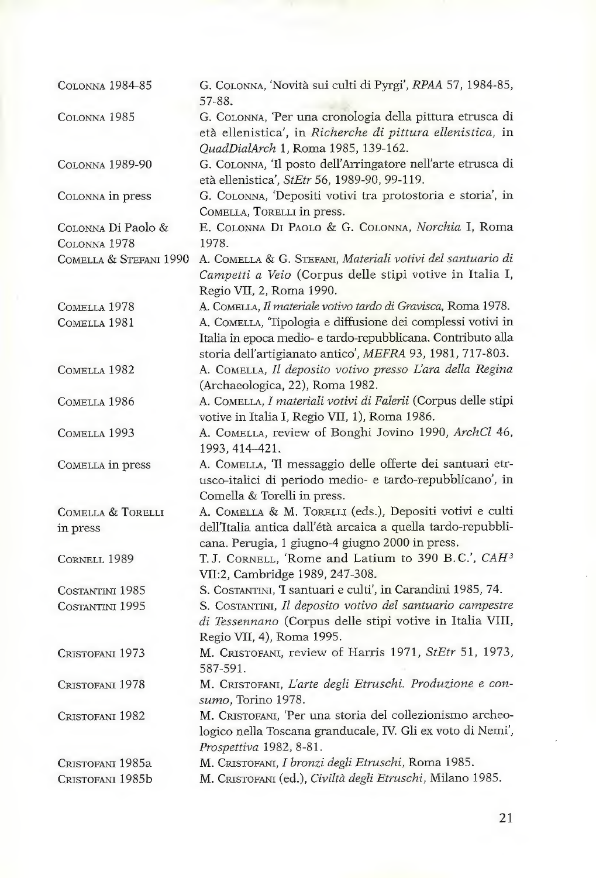| | |
|---|---|
| Colonna 1984-85 | G. Colonna, 'Novità sui culti di Pyrgi', *RPAA* 57, 1984-85, 57-88. |
| Colonna 1985 | G. Colonna, 'Per una cronologia della pittura etrusca di età ellenistica', in *Richerche di pittura ellenistica,* in *QuadDialArch* 1, Roma 1985, 139-162. |
| Colonna 1989-90 | G. Colonna, 'Il posto dell'Arringatore nell'arte etrusca di età ellenistica', *StEtr* 56, 1989-90, 99-119. |
| Colonna in press | G. Colonna, 'Depositi votivi tra protostoria e storia', in Comella, Torelli in press. |
| Colonna Di Paolo & Colonna 1978 | E. Colonna Di Paolo & G. Colonna, *Norchia* I, Roma 1978. |
| Comella & Stefani 1990 | A. Comella & G. Stefani, *Materiali votivi del santuario di Campetti a Veio* (Corpus delle stipi votive in Italia I, Regio VII, 2, Roma 1990. |
| Comella 1978 | A. Comella, *Il materiale votivo tardo di Gravisca,* Roma 1978. |
| Comella 1981 | A. Comella, 'Tipologia e diffusione dei complessi votivi in Italia in epoca medio- e tardo-repubblicana. Contributo alla storia dell'artigianato antico', *MEFRA* 93, 1981, 717-803. |
| Comella 1982 | A. Comella, *Il deposito votivo presso L'ara della Regina* (Archaeologica, 22), Roma 1982. |
| Comella 1986 | A. Comella, *I materiali votivi di Falerii* (Corpus delle stipi votive in Italia I, Regio VII, 1), Roma 1986. |
| Comella 1993 | A. Comella, review of Bonghi Jovino 1990, *ArchCl* 46, 1993, 414–421. |
| Comella in press | A. Comella, 'Il messaggio delle offerte dei santuari etrusco-italici di periodo medio- e tardo-repubblicano', in Comella & Torelli in press. |
| Comella & Torelli in press | A. Comella & M. Torelli (eds.), Depositi votivi e culti dell'Italia antica dall'étà arcaica a quella tardo-repubblicana. Perugia, 1 giugno-4 giugno 2000 in press. |
| Cornell 1989 | T.J. Cornell, 'Rome and Latium to 390 B.C.', *CAH*[3] VII:2, Cambridge 1989, 247-308. |
| Costantini 1985 | S. Costantini, 'I santuari e culti', in Carandini 1985, 74. |
| Costantini 1995 | S. Costantini, *Il deposito votivo del santuario campestre di Tessennano* (Corpus delle stipi votive in Italia VIII, Regio VII, 4), Roma 1995. |
| Cristofani 1973 | M. Cristofani, review of Harris 1971, *StEtr* 51, 1973, 587-591. |
| Cristofani 1978 | M. Cristofani, *L'arte degli Etruschi. Produzione e consumo*, Torino 1978. |
| Cristofani 1982 | M. Cristofani, 'Per una storia del collezionismo archeologico nella Toscana granducale, IV. Gli ex voto di Nemi', *Prospettiva* 1982, 8-81. |
| Cristofani 1985a | M. Cristofani, *I bronzi degli Etruschi,* Roma 1985. |
| Cristofani 1985b | M. Cristofani (ed.), *Civiltà degli Etruschi*, Milano 1985. |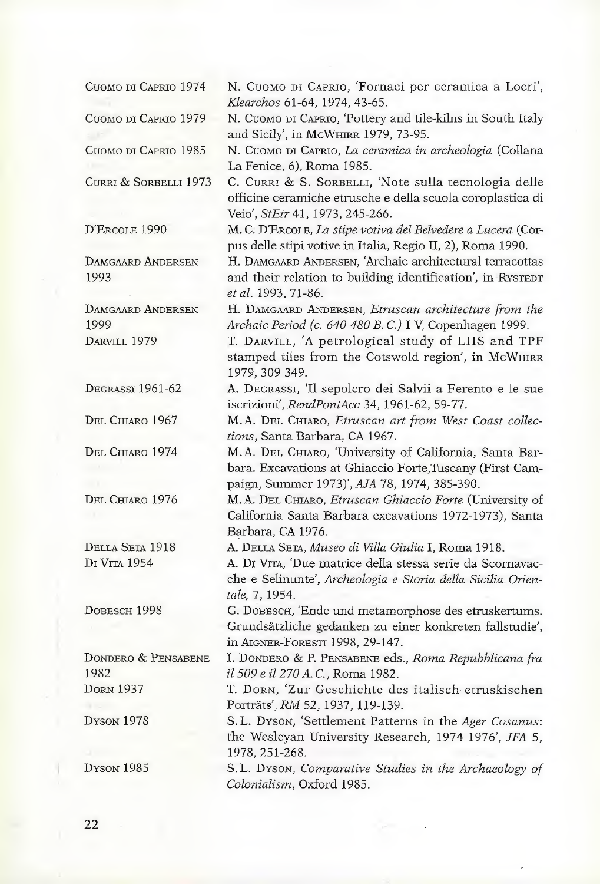| | |
|---|---|
| Cuomo di Caprio 1974 | N. Cuomo di Caprio, 'Fornaci per ceramica a Locri', *Klearchos* 61-64, 1974, 43-65. |
| Cuomo di Caprio 1979 | N. Cuomo di Caprio, 'Pottery and tile-kilns in South Italy and Sicily', in McWhirr 1979, 73-95. |
| Cuomo di Caprio 1985 | N. Cuomo di Caprio, *La ceramica in archeologia* (Collana La Fenice, 6), Roma 1985. |
| Curri & Sorbelli 1973 | C. Curri & S. Sorbelli, 'Note sulla tecnologia delle officine ceramiche etrusche e della scuola coroplastica di Veio', *StEtr* 41, 1973, 245-266. |
| D'Ercole 1990 | M. C. D'Ercole, *La stipe votiva del Belvedere a Lucera* (Corpus delle stipi votive in Italia, Regio II, 2), Roma 1990. |
| Damgaard Andersen 1993 | H. Damgaard Andersen, 'Archaic architectural terracottas and their relation to building identification', in Rystedt *et al.* 1993, 71-86. |
| Damgaard Andersen 1999 | H. Damgaard Andersen, *Etruscan architecture from the Archaic Period (c. 640-480 B. C.)* I-V, Copenhagen 1999. |
| Darvill 1979 | T. Darvill, 'A petrological study of LHS and TPF stamped tiles from the Cotswold region', in McWhirr 1979, 309-349. |
| Degrassi 1961-62 | A. Degrassi, 'Il sepolcro dei Salvii a Ferento e le sue iscrizioni', *RendPontAcc* 34, 1961-62, 59-77. |
| Del Chiaro 1967 | M. A. Del Chiaro, *Etruscan art from West Coast collections*, Santa Barbara, CA 1967. |
| Del Chiaro 1974 | M. A. Del Chiaro, 'University of California, Santa Barbara. Excavations at Ghiaccio Forte,Tuscany (First Campaign, Summer 1973)', *AJA* 78, 1974, 385-390. |
| Del Chiaro 1976 | M. A. Del Chiaro, *Etruscan Ghiaccio Forte* (University of California Santa Barbara excavations 1972-1973), Santa Barbara, CA 1976. |
| Della Seta 1918 | A. Della Seta, *Museo di Villa Giulia* I, Roma 1918. |
| Di Vita 1954 | A. Di Vita, 'Due matrice della stessa serie da Scornavacche e Selinunte', *Archeologia e Storia della Sicilia Orientale*, 7, 1954. |
| Dobesch 1998 | G. Dobesch, 'Ende und metamorphose des etruskertums. Grundsätzliche gedanken zu einer konkreten fallstudie', in Aigner-Foresti 1998, 29-147. |
| Dondero & Pensabene 1982 | I. Dondero & P. Pensabene eds., *Roma Repubblicana fra il 509 e il 270 A. C.*, Roma 1982. |
| Dorn 1937 | T. Dorn, 'Zur Geschichte des italisch-etruskischen Porträts', *RM* 52, 1937, 119-139. |
| Dyson 1978 | S. L. Dyson, 'Settlement Patterns in the *Ager Cosanus*: the Wesleyan University Research, 1974-1976', *JFA* 5, 1978, 251-268. |
| Dyson 1985 | S. L. Dyson, *Comparative Studies in the Archaeology of Colonialism*, Oxford 1985. |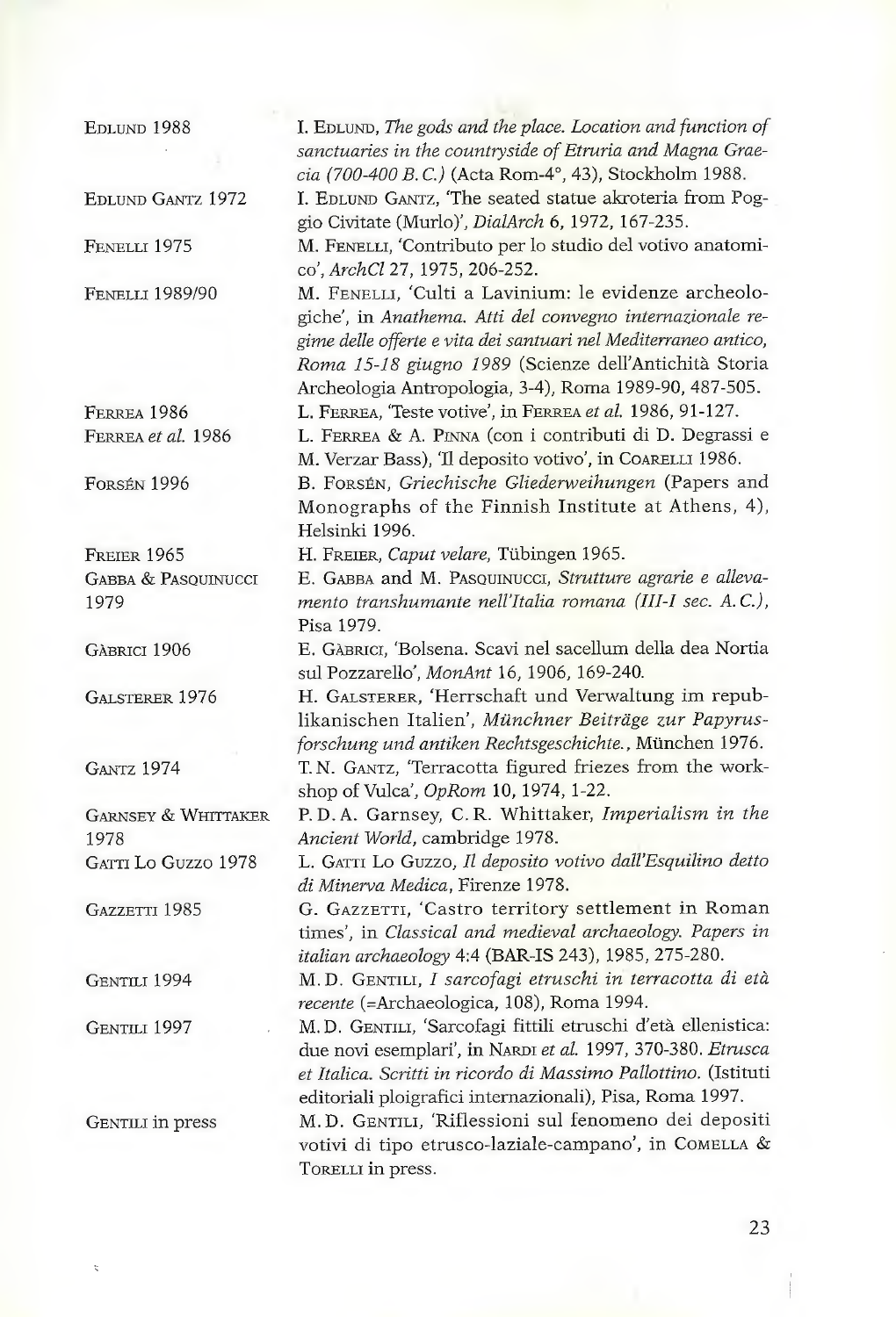| | |
|---|---|
| Edlund 1988 | I. Edlund, *The gods and the place. Location and function of sanctuaries in the countryside of Etruria and Magna Graecia (700-400 B.C.)* (Acta Rom-4°, 43), Stockholm 1988. |
| Edlund Gantz 1972 | I. Edlund Gantz, 'The seated statue akroteria from Poggio Civitate (Murlo)', *DialArch* 6, 1972, 167-235. |
| Fenelli 1975 | M. Fenelli, 'Contributo per lo studio del votivo anatomico', *ArchCl* 27, 1975, 206-252. |
| Fenelli 1989/90 | M. Fenelli, 'Culti a Lavinium: le evidenze archeologiche', in *Anathema. Atti del convegno internazionale regime delle offerte e vita dei santuari nel Mediterraneo antico, Roma 15-18 giugno 1989* (Scienze dell'Antichità Storia Archeologia Antropologia, 3-4), Roma 1989-90, 487-505. |
| Ferrea 1986 | L. Ferrea, 'Teste votive', in Ferrea *et al.* 1986, 91-127. |
| Ferrea *et al.* 1986 | L. Ferrea & A. Pinna (con i contributi di D. Degrassi e M. Verzar Bass), 'Il deposito votivo', in Coarelli 1986. |
| Forsén 1996 | B. Forsén, *Griechische Gliederweihungen* (Papers and Monographs of the Finnish Institute at Athens, 4), Helsinki 1996. |
| Freier 1965 | H. Freier, *Caput velare*, Tübingen 1965. |
| Gabba & Pasquinucci 1979 | E. Gabba and M. Pasquinucci, *Strutture agrarie e allevamento transhumante nell'Italia romana (III-I sec. A.C.)*, Pisa 1979. |
| Gàbrici 1906 | E. Gàbrici, 'Bolsena. Scavi nel sacellum della dea Nortia sul Pozzarello', *MonAnt* 16, 1906, 169-240. |
| Galsterer 1976 | H. Galsterer, 'Herrschaft und Verwaltung im republikanischen Italien', *Münchner Beiträge zur Papyrusforschung und antiken Rechtsgeschichte.*, München 1976. |
| Gantz 1974 | T.N. Gantz, 'Terracotta figured friezes from the workshop of Vulca', *OpRom* 10, 1974, 1-22. |
| Garnsey & Whittaker 1978 | P.D.A. Garnsey, C.R. Whittaker, *Imperialism in the Ancient World*, cambridge 1978. |
| Gatti Lo Guzzo 1978 | L. Gatti Lo Guzzo, *Il deposito votivo dall'Esquilino detto di Minerva Medica*, Firenze 1978. |
| Gazzetti 1985 | G. Gazzetti, 'Castro territory settlement in Roman times', in *Classical and medieval archaeology. Papers in italian archaeology* 4:4 (BAR-IS 243), 1985, 275-280. |
| Gentili 1994 | M.D. Gentili, *I sarcofagi etruschi in terracotta di età recente* (=Archaeologica, 108), Roma 1994. |
| Gentili 1997 | M.D. Gentili, 'Sarcofagi fittili etruschi d'età ellenistica: due novi esemplari', in Nardi *et al.* 1997, 370-380. *Etrusca et Italica. Scritti in ricordo di Massimo Pallottino.* (Istituti editoriali ploigrafici internazionali), Pisa, Roma 1997. |
| Gentili in press | M.D. Gentili, 'Riflessioni sul fenomeno dei depositi votivi di tipo etrusco-laziale-campano', in Comella & Torelli in press. |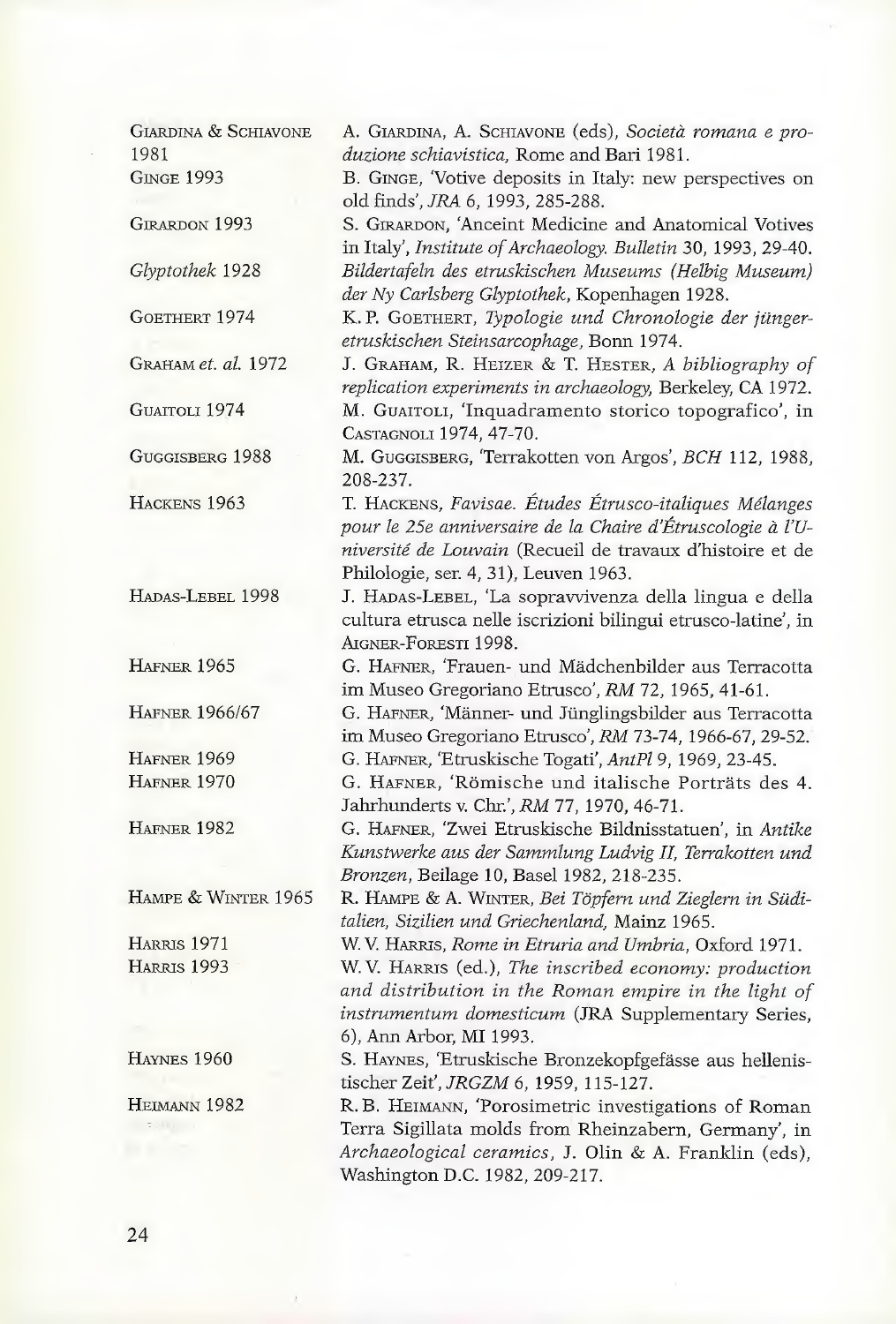| | |
|---|---|
| GIARDINA & SCHIAVONE 1981 | A. GIARDINA, A. SCHIAVONE (eds), *Società romana e produzione schiavistica,* Rome and Bari 1981. |
| GINGE 1993 | B. GINGE, 'Votive deposits in Italy: new perspectives on old finds', *JRA* 6, 1993, 285-288. |
| GIRARDON 1993 | S. GIRARDON, 'Anceint Medicine and Anatomical Votives in Italy', *Institute of Archaeology. Bulletin* 30, 1993, 29-40. |
| *Glyptothek* 1928 | *Bildertafeln des etruskischen Museums (Helbig Museum) der Ny Carlsberg Glyptothek,* Kopenhagen 1928. |
| GOETHERT 1974 | K.P. GOETHERT, *Typologie und Chronologie der jünger-etruskischen Steinsarcophage,* Bonn 1974. |
| GRAHAM *et. al.* 1972 | J. GRAHAM, R. HEIZER & T. HESTER, *A bibliography of replication experiments in archaeology,* Berkeley, CA 1972. |
| GUAITOLI 1974 | M. GUAITOLI, 'Inquadramento storico topografico', in CASTAGNOLI 1974, 47-70. |
| GUGGISBERG 1988 | M. GUGGISBERG, 'Terrakotten von Argos', *BCH* 112, 1988, 208-237. |
| HACKENS 1963 | T. HACKENS, *Favisae. Études Étrusco-italiques Mélanges pour le 25e anniversaire de la Chaire d'Étruscologie à l'Université de Louvain* (Recueil de travaux d'histoire et de Philologie, ser. 4, 31), Leuven 1963. |
| HADAS-LEBEL 1998 | J. HADAS-LEBEL, 'La sopravvivenza della lingua e della cultura etrusca nelle iscrizioni bilingui etrusco-latine', in AIGNER-FORESTI 1998. |
| HAFNER 1965 | G. HAFNER, 'Frauen- und Mädchenbilder aus Terracotta im Museo Gregoriano Etrusco', *RM* 72, 1965, 41-61. |
| HAFNER 1966/67 | G. HAFNER, 'Männer- und Jünglingsbilder aus Terracotta im Museo Gregoriano Etrusco', *RM* 73-74, 1966-67, 29-52. |
| HAFNER 1969 | G. HAFNER, 'Etruskische Togati', *AntPl* 9, 1969, 23-45. |
| HAFNER 1970 | G. HAFNER, 'Römische und italische Porträts des 4. Jahrhunderts v. Chr.', *RM* 77, 1970, 46-71. |
| HAFNER 1982 | G. HAFNER, 'Zwei Etruskische Bildnisstatuen', in *Antike Kunstwerke aus der Sammlung Ludvig II, Terrakotten und Bronzen,* Beilage 10, Basel 1982, 218-235. |
| HAMPE & WINTER 1965 | R. HAMPE & A. WINTER, *Bei Töpfern und Zieglern in Süditalien, Sizilien und Griechenland,* Mainz 1965. |
| HARRIS 1971 | W.V. HARRIS, *Rome in Etruria and Umbria,* Oxford 1971. |
| HARRIS 1993 | W.V. HARRIS (ed.), *The inscribed economy: production and distribution in the Roman empire in the light of instrumentum domesticum* (JRA Supplementary Series, 6), Ann Arbor, MI 1993. |
| HAYNES 1960 | S. HAYNES, 'Etruskische Bronzekopfgefässe aus hellenistischer Zeit', *JRGZM* 6, 1959, 115-127. |
| HEIMANN 1982 | R.B. HEIMANN, 'Porosimetric investigations of Roman Terra Sigillata molds from Rheinzabern, Germany', in *Archaeological ceramics,* J. Olin & A. Franklin (eds), Washington D.C. 1982, 209-217. |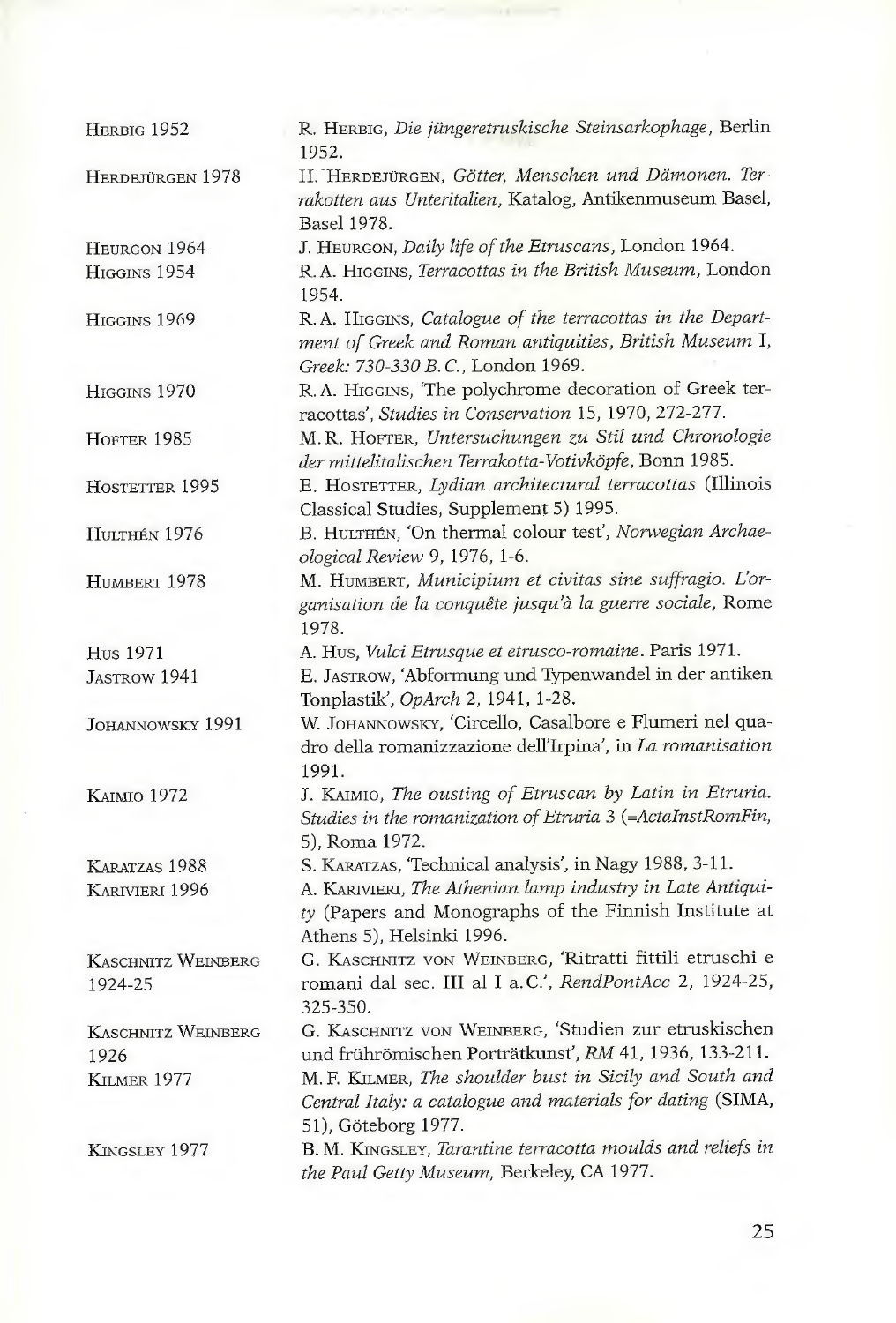HERBIG 1952 — R. HERBIG, *Die jüngeretruskische Steinsarkophage*, Berlin 1952.

HERDEJÜRGEN 1978 — H. HERDEJÜRGEN, *Götter, Menschen und Dämonen. Terrakotten aus Unteritalien*, Katalog, Antikenmuseum Basel, Basel 1978.

HEURGON 1964 — J. HEURGON, *Daily life of the Etruscans*, London 1964.

HIGGINS 1954 — R. A. HIGGINS, *Terracottas in the British Museum*, London 1954.

HIGGINS 1969 — R. A. HIGGINS, *Catalogue of the terracottas in the Department of Greek and Roman antiquities, British Museum* I, *Greek: 730-330 B.C.*, London 1969.

HIGGINS 1970 — R. A. HIGGINS, 'The polychrome decoration of Greek terracottas', *Studies in Conservation* 15, 1970, 272-277.

HOFTER 1985 — M. R. HOFTER, *Untersuchungen zu Stil und Chronologie der mittelitalischen Terrakotta-Votivköpfe*, Bonn 1985.

HOSTETTER 1995 — E. HOSTETTER, *Lydian architectural terracottas* (Illinois Classical Studies, Supplement 5) 1995.

HULTHÉN 1976 — B. HULTHÉN, 'On thermal colour test', *Norwegian Archaeological Review* 9, 1976, 1-6.

HUMBERT 1978 — M. HUMBERT, *Municipium et civitas sine suffragio. L'organisation de la conquête jusqu'à la guerre sociale*, Rome 1978.

HUS 1971 — A. HUS, *Vulci Etrusque et etrusco-romaine*. Paris 1971.

JASTROW 1941 — E. JASTROW, 'Abformung und Typenwandel in der antiken Tonplastik', *OpArch* 2, 1941, 1-28.

JOHANNOWSKY 1991 — W. JOHANNOWSKY, 'Circello, Casalbore e Flumeri nel quadro della romanizzazione dell'Irpina', in *La romanisation* 1991.

KAIMIO 1972 — J. KAIMIO, *The ousting of Etruscan by Latin in Etruria. Studies in the romanization of Etruria* 3 (=*ActaInstRomFin*, 5), Roma 1972.

KARATZAS 1988 — S. KARATZAS, 'Technical analysis', in Nagy 1988, 3-11.

KARIVIERI 1996 — A. KARIVIERI, *The Athenian lamp industry in Late Antiquity* (Papers and Monographs of the Finnish Institute at Athens 5), Helsinki 1996.

KASCHNITZ WEINBERG 1924-25 — G. KASCHNITZ VON WEINBERG, 'Ritratti fittili etruschi e romani dal sec. III al I a.C.', *RendPontAcc* 2, 1924-25, 325-350.

KASCHNITZ WEINBERG 1926 — G. KASCHNITZ VON WEINBERG, 'Studien zur etruskischen und frührömischen Porträtkunst', *RM* 41, 1936, 133-211.

KILMER 1977 — M. F. KILMER, *The shoulder bust in Sicily and South and Central Italy: a catalogue and materials for dating* (SIMA, 51), Göteborg 1977.

KINGSLEY 1977 — B. M. KINGSLEY, *Tarantine terracotta moulds and reliefs in the Paul Getty Museum*, Berkeley, CA 1977.